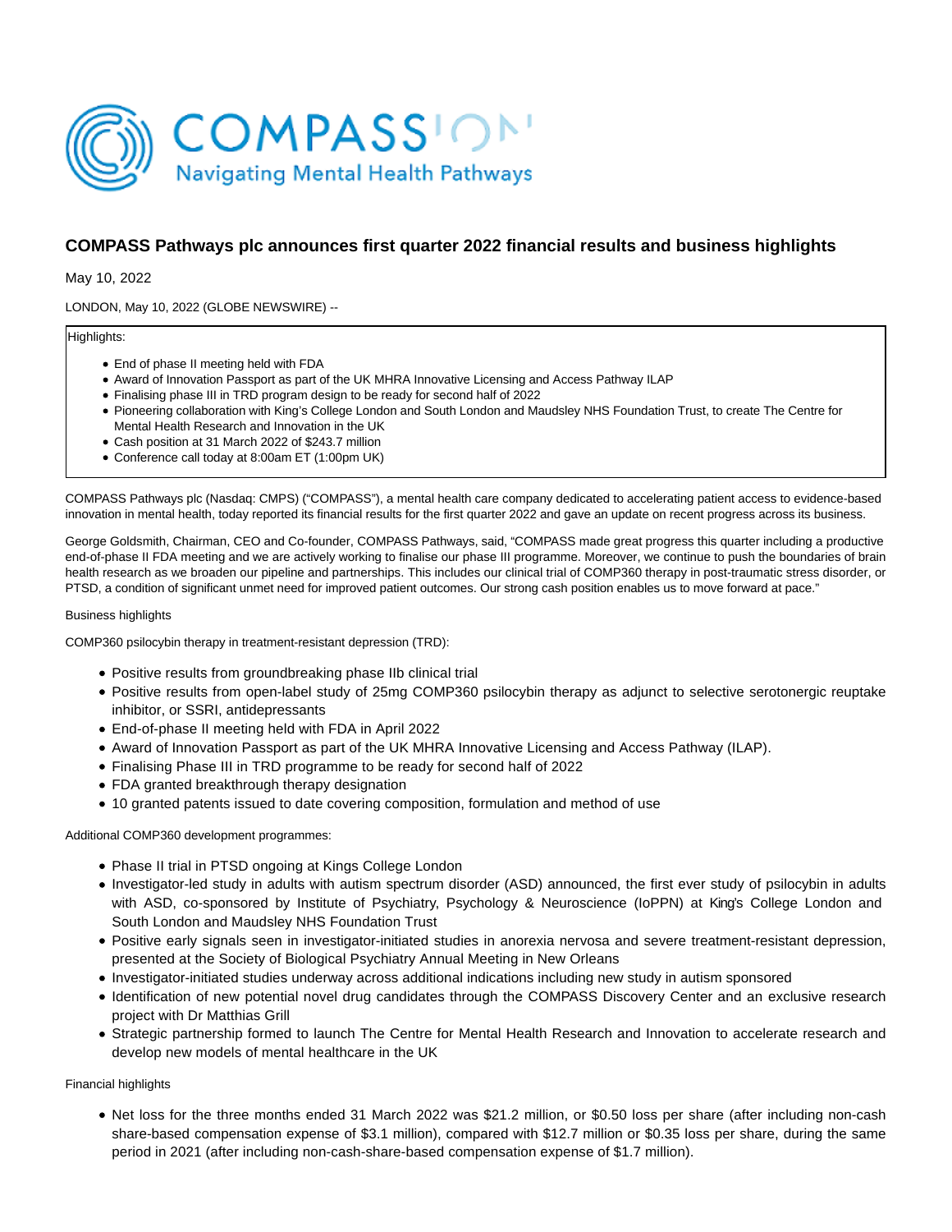# COMPASS Pathways plc announces first quarter 2022 financial results and business highlights

May 10, 2022

LONDON, May 10, 2022 (GLOBE NEWSWIRE) --

Highlights:

- End of phase II meeting held with FDA
- Award of Innovation Passport as part of the UK MHRA Innovative Licensing and Access Pathway ILAP
- Finalising phase III in TRD program design to be ready for second half of 2022
- Pioneering collaboration with King's College London and South London and Maudsley NHS Foundation Trust, to create The Centre for Mental Health Research and Innovation in the UK
- Cash position at 31 March 2022 of $243.7 million
- Conference call today at 8:00am ET (1:00pm UK)

COMPASS Pathways plc (Nasdaq: CMPS) ("COMPASS"), a mental health care company dedicated to accelerating patient access to evidence-based innovation in mental health, today reported its financial results for the first quarter 2022 and gave an update on recent progress across its business.

George Goldsmith, Chairman, CEO and Co-founder, COMPASS Pathways, said, "COMPASS made great progress this quarter including a productive end-of-phase II FDA meeting and we are actively working to finalise our phase III programme. Moreover, we continue to push the boundaries of brain health research as we broaden our pipeline and partnerships. This includes our clinical trial of COMP360 therapy in post-traumatic stress disorder, or PTSD, a condition of significant unmet need for improved patient outcomes. Our strong cash position enables us to move forward at pace."

Business highlights

COMP360 psilocybin therapy in treatment-resistant depression (TRD):

- Positive results from groundbreaking phase IIb clinical trial
- Positive results from open-label study of 25mg COMP360 psilocybin therapy as adjunct to selective serotonergic reuptake inhibitor, or SSRI, antidepressants
- End-of-phase II meeting held with FDA in April 2022
- Award of Innovation Passport as part of the UK MHRA Innovative Licensing and Access Pathway (ILAP).
- Finalising Phase III in TRD programme to be ready for second half of 2022
- FDA granted breakthrough therapy designation
- 10 granted patents issued to date covering composition, formulation and method of use

Additional COMP360 development programmes:

- Phase II trial in PTSD ongoing at Kings College London
- Investigator-led study in adults with autism spectrum disorder (ASD) announced, the first ever study of psilocybin in adults with ASD, co-sponsored by Institute of Psychiatry, Psychology & Neuroscience (IoPPN) at King's College London and South London and Maudsley NHS Foundation Trust
- Positive early signals seen in investigator-initiated studies in anorexia nervosa and severe treatment-resistant depression, presented at the Society of Biological Psychiatry Annual Meeting in New Orleans
- Investigator-initiated studies underway across additional indications including new study in autism sponsored
- Identification of new potential novel drug candidates through the COMPASS Discovery Center and an exclusive research project with Dr Matthias Grill
- Strategic partnership formed to launch The Centre for Mental Health Research and Innovation to accelerate research and develop new models of mental healthcare in the UK

Financial highlights

- Net loss for the three months ended 31 March 2022 was $21.2 million, or $0.50 loss per share (after including non-cash share-based compensation expense of $3.1 million), compared with $12.7 million or $0.35 loss per share, during the same period in 2021 (after including non-cash-share-based compensation expense of $1.7 million).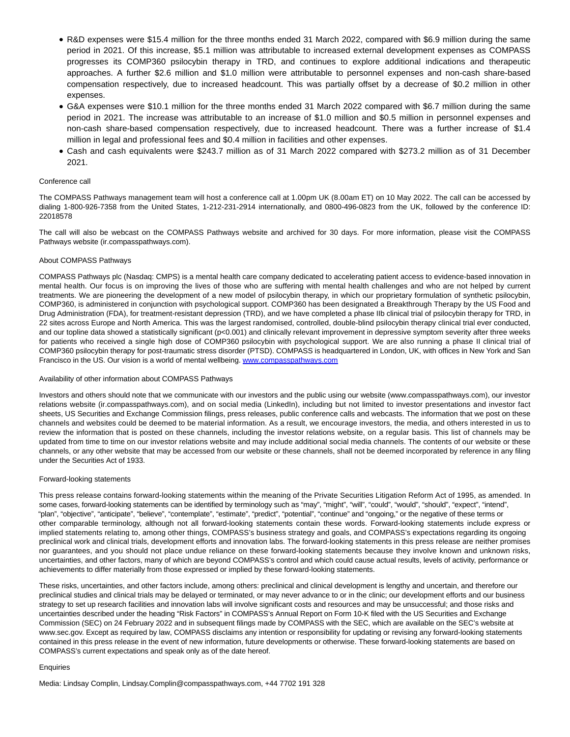- R&D expenses were $15.4 million for the three months ended 31 March 2022, compared with $6.9 million during the same period in 2021. Of this increase, $5.1 million was attributable to increased external development expenses as COMPASS progresses its COMP360 psilocybin therapy in TRD, and continues to explore additional indications and therapeutic approaches. A further $2.6 million and $1.0 million were attributable to personnel expenses and non-cash share-based compensation respectively, due to increased headcount. This was partially offset by a decrease of $0.2 million in other expenses.
- G&A expenses were $10.1 million for the three months ended 31 March 2022 compared with $6.7 million during the same period in 2021. The increase was attributable to an increase of $1.0 million and $0.5 million in personnel expenses and non-cash share-based compensation respectively, due to increased headcount. There was a further increase of $1.4 million in legal and professional fees and $0.4 million in facilities and other expenses.
- Cash and cash equivalents were $243.7 million as of 31 March 2022 compared with $273.2 million as of 31 December 2021.

Conference call

The COMPASS Pathways management team will host a conference call at 1.00pm UK (8.00am ET) on 10 May 2022. The call can be accessed by dialing 1-800-926-7358 from the United States, 1-212-231-2914 internationally, and 0800-496-0823 from the UK, followed by the conference ID: 22018578

The call will also be webcast on the COMPASS Pathways website and archived for 30 days. For more information, please visit the COMPASS Pathways website (ir.compasspathways.com).

About COMPASS Pathways

COMPASS Pathways plc (Nasdaq: CMPS) is a mental health care company dedicated to accelerating patient access to evidence-based innovation in mental health. Our focus is on improving the lives of those who are suffering with mental health challenges and who are not helped by current treatments. We are pioneering the development of a new model of psilocybin therapy, in which our proprietary formulation of synthetic psilocybin, COMP360, is administered in conjunction with psychological support. COMP360 has been designated a Breakthrough Therapy by the US Food and Drug Administration (FDA), for treatment-resistant depression (TRD), and we have completed a phase IIb clinical trial of psilocybin therapy for TRD, in 22 sites across Europe and North America. This was the largest randomised, controlled, double-blind psilocybin therapy clinical trial ever conducted, and our topline data showed a statistically significant ($p<0.001$) and clinically relevant improvement in depressive symptom severity after three weeks for patients who received a single high dose of COMP360 psilocybin with psychological support. We are also running a phase II clinical trial of COMP360 psilocybin therapy for post-traumatic stress disorder (PTSD). COMPASS is headquartered in London, UK, with offices in New York and San Francisco in the US. Our vision is a world of mental wellbeing. [www.compasspathways.com](www.compasspathways.com)

Availability of other information about COMPASS Pathways

Investors and others should note that we communicate with our investors and the public using our website (www.compasspathways.com), our investor relations website (ir.compasspathways.com), and on social media (LinkedIn), including but not limited to investor presentations and investor fact sheets, US Securities and Exchange Commission filings, press releases, public conference calls and webcasts. The information that we post on these channels and websites could be deemed to be material information. As a result, we encourage investors, the media, and others interested in us to review the information that is posted on these channels, including the investor relations website, on a regular basis. This list of channels may be updated from time to time on our investor relations website and may include additional social media channels. The contents of our website or these channels, or any other website that may be accessed from our website or these channels, shall not be deemed incorporated by reference in any filing under the Securities Act of 1933.

Forward-looking statements

This press release contains forward-looking statements within the meaning of the Private Securities Litigation Reform Act of 1995, as amended. In some cases, forward-looking statements can be identified by terminology such as "may", "might", "will", "could", "would", "should", "expect", "intend", "plan", "objective", "anticipate", "believe", "contemplate", "estimate", "predict", "potential", "continue" and "ongoing," or the negative of these terms or other comparable terminology, although not all forward-looking statements contain these words. Forward-looking statements include express or implied statements relating to, among other things, COMPASS's business strategy and goals, and COMPASS's expectations regarding its ongoing preclinical work and clinical trials, development efforts and innovation labs. The forward-looking statements in this press release are neither promises nor guarantees, and you should not place undue reliance on these forward-looking statements because they involve known and unknown risks, uncertainties, and other factors, many of which are beyond COMPASS's control and which could cause actual results, levels of activity, performance or achievements to differ materially from those expressed or implied by these forward-looking statements.

These risks, uncertainties, and other factors include, among others: preclinical and clinical development is lengthy and uncertain, and therefore our preclinical studies and clinical trials may be delayed or terminated, or may never advance to or in the clinic; our development efforts and our business strategy to set up research facilities and innovation labs will involve significant costs and resources and may be unsuccessful; and those risks and uncertainties described under the heading "Risk Factors" in COMPASS's Annual Report on Form 10-K filed with the US Securities and Exchange Commission (SEC) on 24 February 2022 and in subsequent filings made by COMPASS with the SEC, which are available on the SEC's website at www.sec.gov. Except as required by law, COMPASS disclaims any intention or responsibility for updating or revising any forward-looking statements contained in this press release in the event of new information, future developments or otherwise. These forward-looking statements are based on COMPASS's current expectations and speak only as of the date hereof.

Enquiries

Media: Lindsay Complin, Lindsay.Complin@compasspathways.com, +44 7702 191 328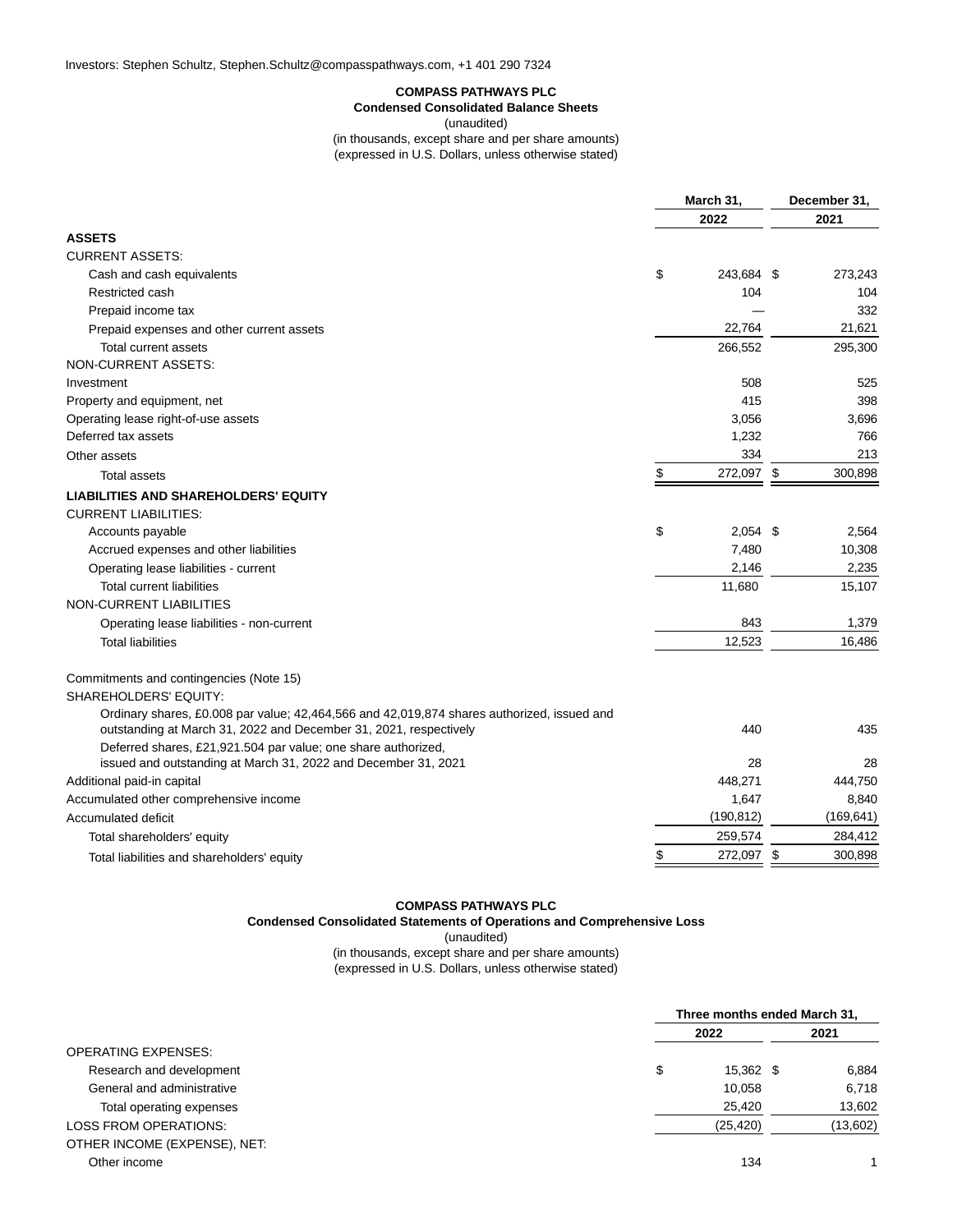Investors: Stephen Schultz, Stephen.Schultz@compasspathways.com, +1 401 290 7324

**COMPASS PATHWAYS PLC**
**Condensed Consolidated Balance Sheets**
(unaudited)
(in thousands, except share and per share amounts)
(expressed in U.S. Dollars, unless otherwise stated)

| | March 31, 2022 | December 31, 2021 |
|---|---|---|
| **ASSETS** | | |
| CURRENT ASSETS: | | |
| Cash and cash equivalents | $ 243,684 | $ 273,243 |
| Restricted cash | 104 | 104 |
| Prepaid income tax | — | 332 |
| Prepaid expenses and other current assets | 22,764 | 21,621 |
| Total current assets | 266,552 | 295,300 |
| NON-CURRENT ASSETS: | | |
| Investment | 508 | 525 |
| Property and equipment, net | 415 | 398 |
| Operating lease right-of-use assets | 3,056 | 3,696 |
| Deferred tax assets | 1,232 | 766 |
| Other assets | 334 | 213 |
| Total assets | $ 272,097 | $ 300,898 |
| **LIABILITIES AND SHAREHOLDERS' EQUITY** | | |
| CURRENT LIABILITIES: | | |
| Accounts payable | $ 2,054 | $ 2,564 |
| Accrued expenses and other liabilities | 7,480 | 10,308 |
| Operating lease liabilities - current | 2,146 | 2,235 |
| Total current liabilities | 11,680 | 15,107 |
| NON-CURRENT LIABILITIES | | |
| Operating lease liabilities - non-current | 843 | 1,379 |
| Total liabilities | 12,523 | 16,486 |
| Commitments and contingencies (Note 15) | | |
| SHAREHOLDERS' EQUITY: | | |
| Ordinary shares, £0.008 par value; 42,464,566 and 42,019,874 shares authorized, issued and outstanding at March 31, 2022 and December 31, 2021, respectively | 440 | 435 |
| Deferred shares, £21,921.504 par value; one share authorized, issued and outstanding at March 31, 2022 and December 31, 2021 | 28 | 28 |
| Additional paid-in capital | 448,271 | 444,750 |
| Accumulated other comprehensive income | 1,647 | 8,840 |
| Accumulated deficit | (190,812) | (169,641) |
| Total shareholders' equity | 259,574 | 284,412 |
| Total liabilities and shareholders' equity | $ 272,097 | $ 300,898 |

**COMPASS PATHWAYS PLC**
**Condensed Consolidated Statements of Operations and Comprehensive Loss**
(unaudited)
(in thousands, except share and per share amounts)
(expressed in U.S. Dollars, unless otherwise stated)

| | Three months ended March 31, 2022 | Three months ended March 31, 2021 |
|---|---|---|
| OPERATING EXPENSES: | | |
| Research and development | $ 15,362 | $ 6,884 |
| General and administrative | 10,058 | 6,718 |
| Total operating expenses | 25,420 | 13,602 |
| LOSS FROM OPERATIONS: | (25,420) | (13,602) |
| OTHER INCOME (EXPENSE), NET: | | |
| Other income | 134 | 1 |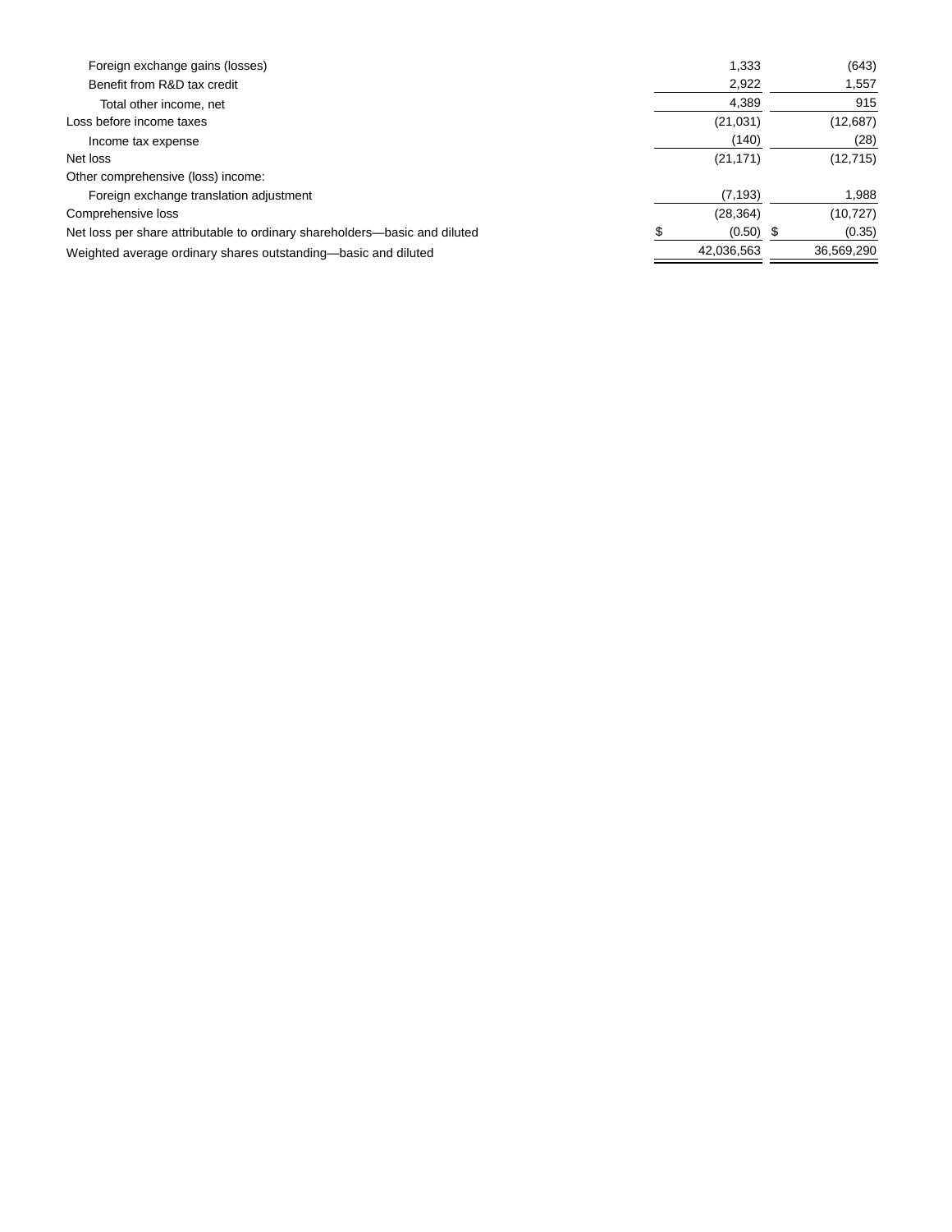| | | |
|---|---|---|
| Foreign exchange gains (losses) | 1,333 | (643) |
| Benefit from R&D tax credit | 2,922 | 1,557 |
| Total other income, net | 4,389 | 915 |
| Loss before income taxes | (21,031) | (12,687) |
| Income tax expense | (140) | (28) |
| Net loss | (21,171) | (12,715) |
| Other comprehensive (loss) income: | | |
| Foreign exchange translation adjustment | (7,193) | 1,988 |
| Comprehensive loss | (28,364) | (10,727) |
| Net loss per share attributable to ordinary shareholders—basic and diluted | $ (0.50) | $ (0.35) |
| Weighted average ordinary shares outstanding—basic and diluted | 42,036,563 | 36,569,290 |